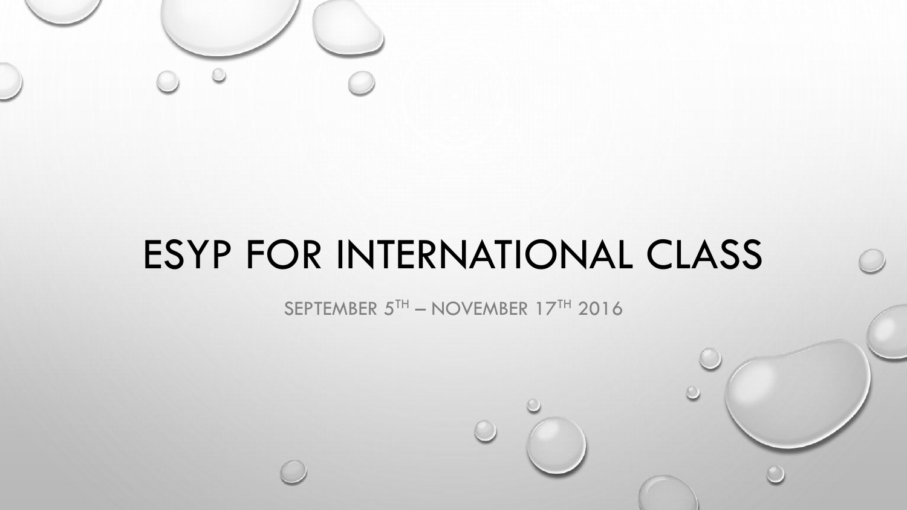# ESYP FOR INTERNATIONAL CLASS

SEPTEMBER $5^{TH}$ – NOVEMBER $17^{TH}$ 2016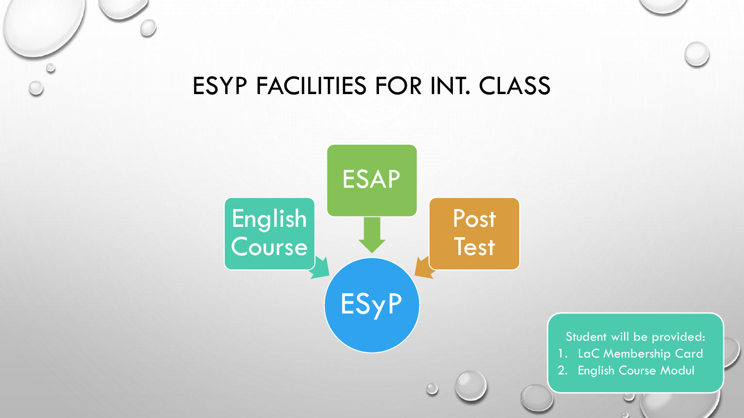# ESYP FACILITIES FOR INT. CLASS

ESAP

English Course

Post Test

ESyP

Student will be provided:

1. LaC Membership Card
2. English Course Modul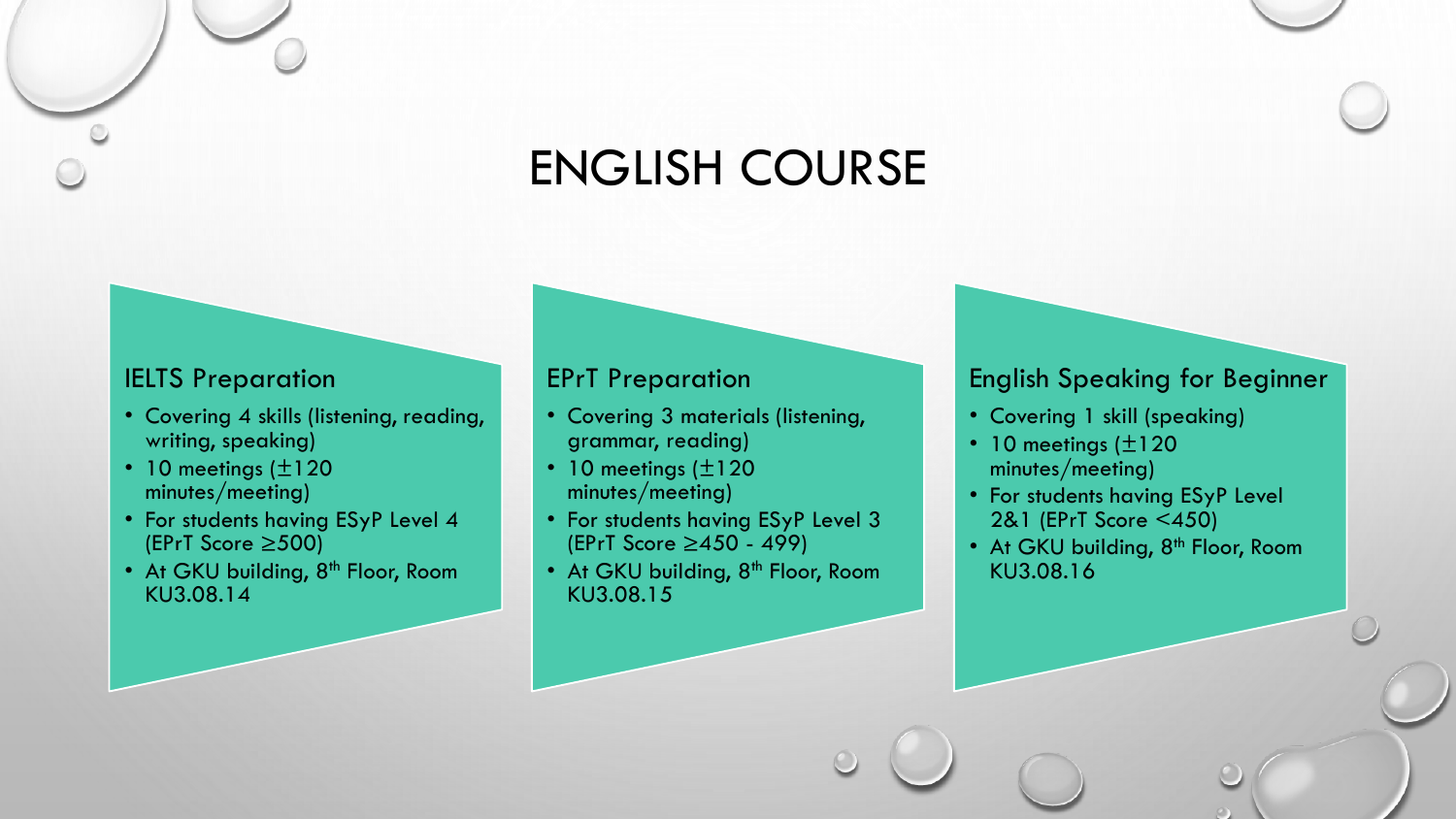# ENGLISH COURSE

### IELTS Preparation

- Covering 4 skills (listening, reading, writing, speaking)
- 10 meetings (±120 minutes/meeting)
- For students having ESyP Level 4 (EPrT Score ≥500)
- At GKU building, 8th Floor, Room KU3.08.14

### EPrT Preparation

- Covering 3 materials (listening, grammar, reading)
- 10 meetings (±120 minutes/meeting)
- For students having ESyP Level 3 (EPrT Score ≥450 - 499)
- At GKU building, 8th Floor, Room KU3.08.15

### English Speaking for Beginner

- Covering 1 skill (speaking)
- 10 meetings (±120 minutes/meeting)
- For students having ESyP Level 2&1 (EPrT Score <450)
- At GKU building, 8th Floor, Room KU3.08.16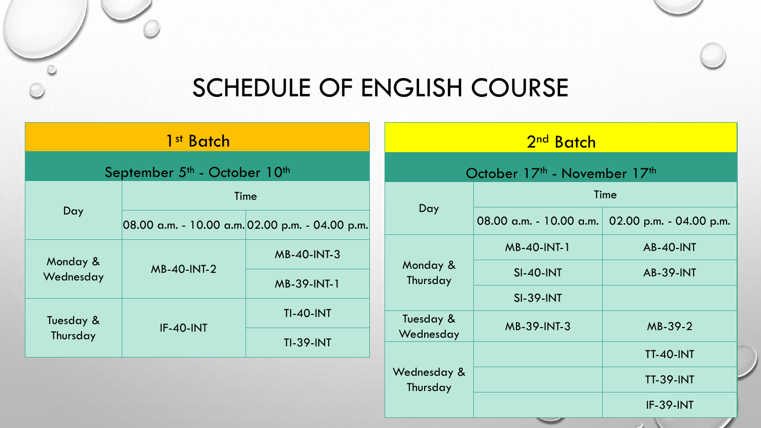# SCHEDULE OF ENGLISH COURSE

| 1st Batch | | |
|---|---|---|
| September 5th - October 10th | | |
| Day | Time | |
| | 08.00 a.m. - 10.00 a.m. | 02.00 p.m. - 04.00 p.m. |
| Monday & Wednesday | MB-40-INT-2 | MB-40-INT-3 |
| | | MB-39-INT-1 |
| Tuesday & Thursday | IF-40-INT | TI-40-INT |
| | | TI-39-INT |

| 2nd Batch | | |
|---|---|---|
| October 17th - November 17th | | |
| Day | Time | |
| | 08.00 a.m. - 10.00 a.m. | 02.00 p.m. - 04.00 p.m. |
| Monday & Thursday | MB-40-INT-1 | AB-40-INT |
| | SI-40-INT | AB-39-INT |
| | SI-39-INT | |
| Tuesday & Wednesday | MB-39-INT-3 | MB-39-2 |
| Wednesday & Thursday | | TT-40-INT |
| | | TT-39-INT |
| | | IF-39-INT |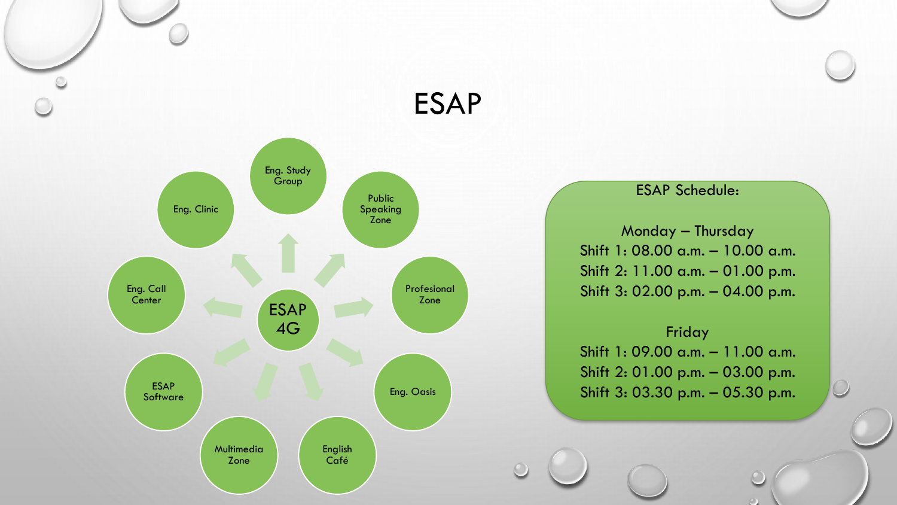# ESAP

**ESAP 4G**

- Eng. Study Group
- Public Speaking Zone
- Profesional Zone
- Eng. Oasis
- English Café
- Multimedia Zone
- ESAP Software
- Eng. Call Center
- Eng. Clinic

**ESAP Schedule:**

**Monday – Thursday**

Shift 1: 08.00 a.m. – 10.00 a.m.

Shift 2: 11.00 a.m. – 01.00 p.m.

Shift 3: 02.00 p.m. – 04.00 p.m.

**Friday**

Shift 1: 09.00 a.m. – 11.00 a.m.

Shift 2: 01.00 p.m. – 03.00 p.m.

Shift 3: 03.30 p.m. – 05.30 p.m.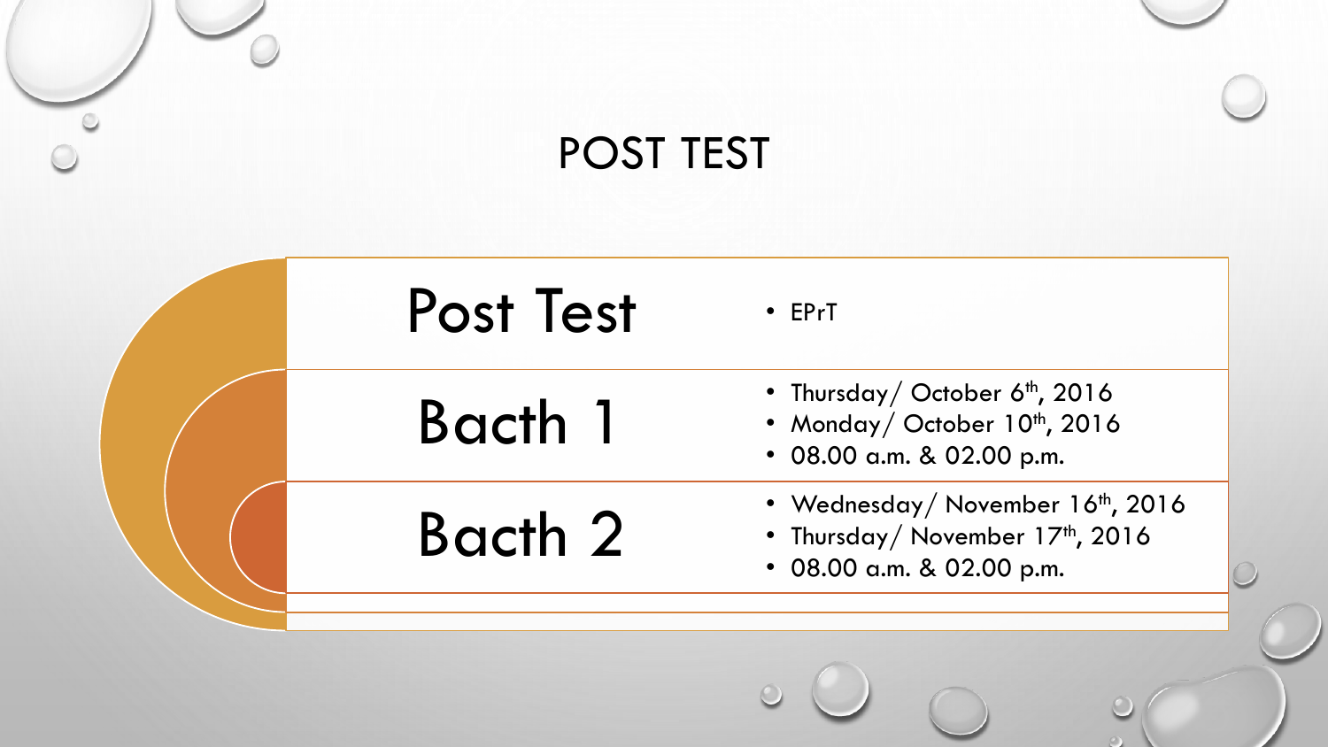# POST TEST

| | |
|---|---|
| Post Test | • EPrT |
| Bacth 1 | • Thursday/ October 6th, 2016<br>• Monday/ October 10th, 2016<br>• 08.00 a.m. & 02.00 p.m. |
| Bacth 2 | • Wednesday/ November 16th, 2016<br>• Thursday/ November 17th, 2016<br>• 08.00 a.m. & 02.00 p.m. |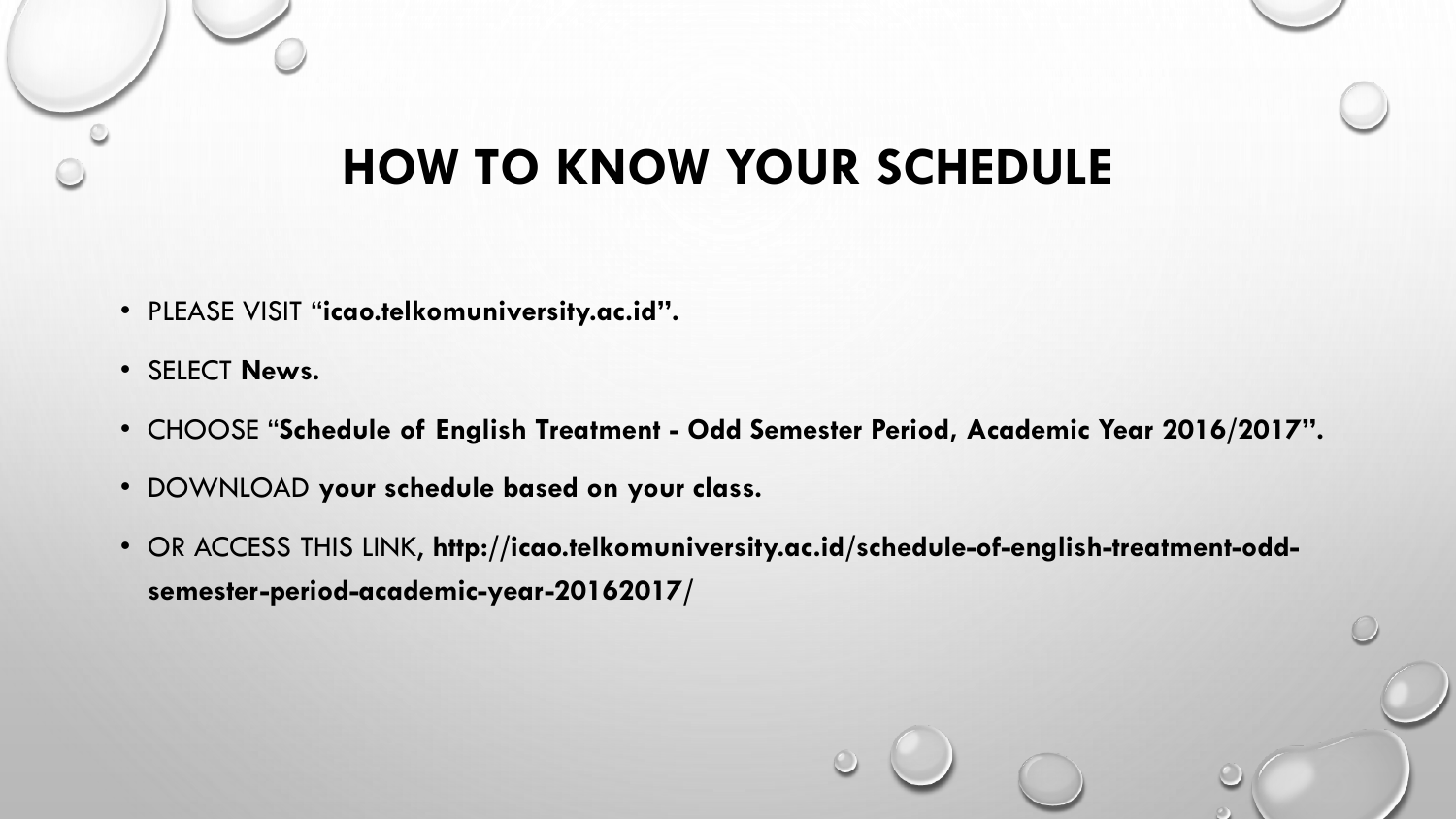# HOW TO KNOW YOUR SCHEDULE

- PLEASE VISIT "**icao.telkomuniversity.ac.id".**
- SELECT **News.**
- CHOOSE "**Schedule of English Treatment - Odd Semester Period, Academic Year 2016/2017".**
- DOWNLOAD **your schedule based on your class.**
- OR ACCESS THIS LINK, **http://icao.telkomuniversity.ac.id/schedule-of-english-treatment-odd-semester-period-academic-year-20162017/**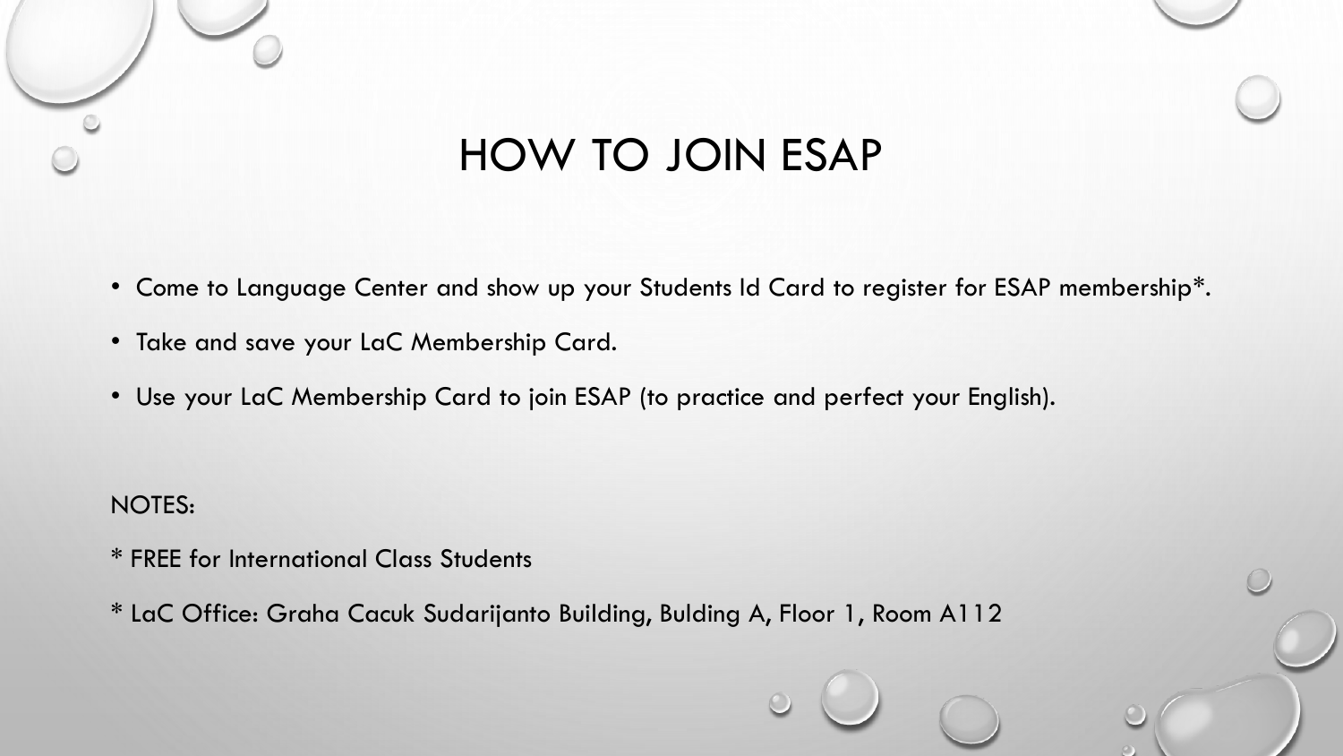# HOW TO JOIN ESAP

- Come to Language Center and show up your Students Id Card to register for ESAP membership*.
- Take and save your LaC Membership Card.
- Use your LaC Membership Card to join ESAP (to practice and perfect your English).

NOTES:

* FREE for International Class Students

* LaC Office: Graha Cacuk Sudarijanto Building, Bulding A, Floor 1, Room A112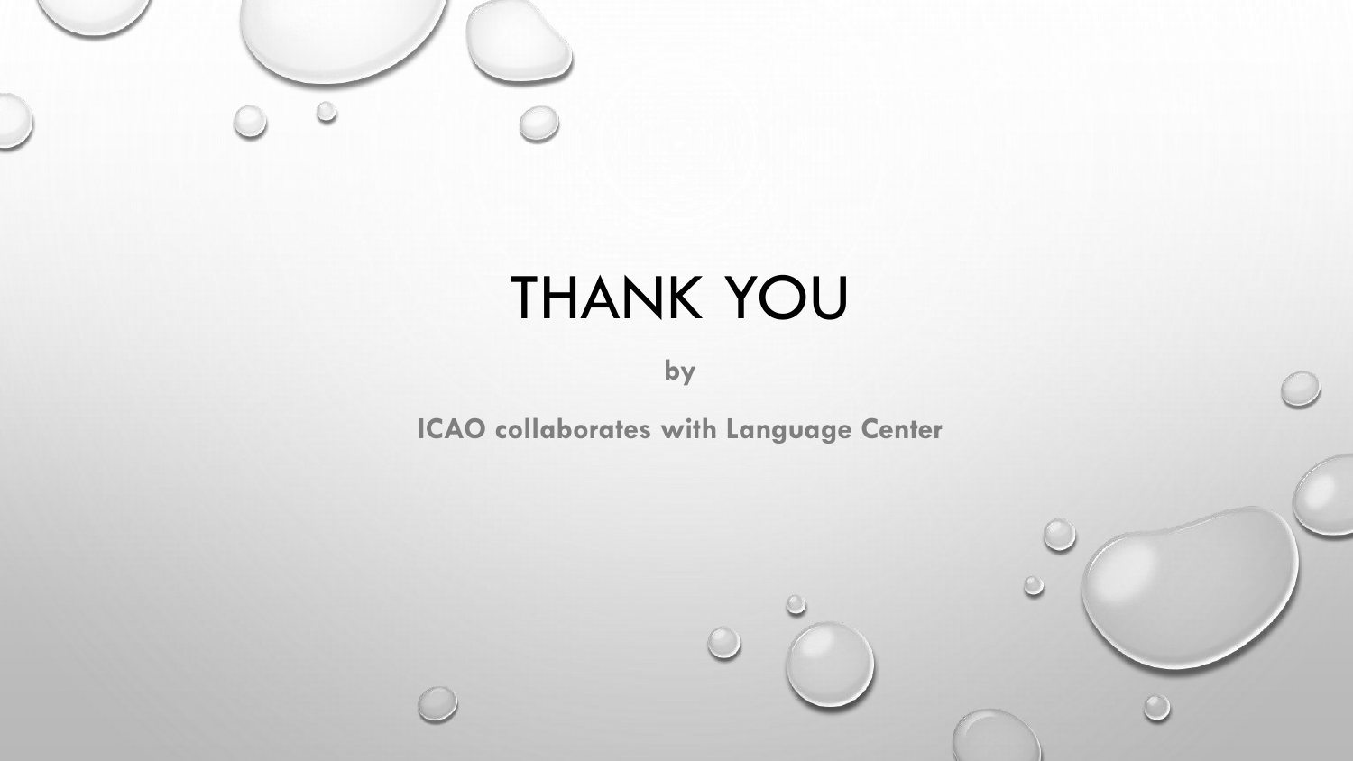# THANK YOU

**by**

**ICAO collaborates with Language Center**